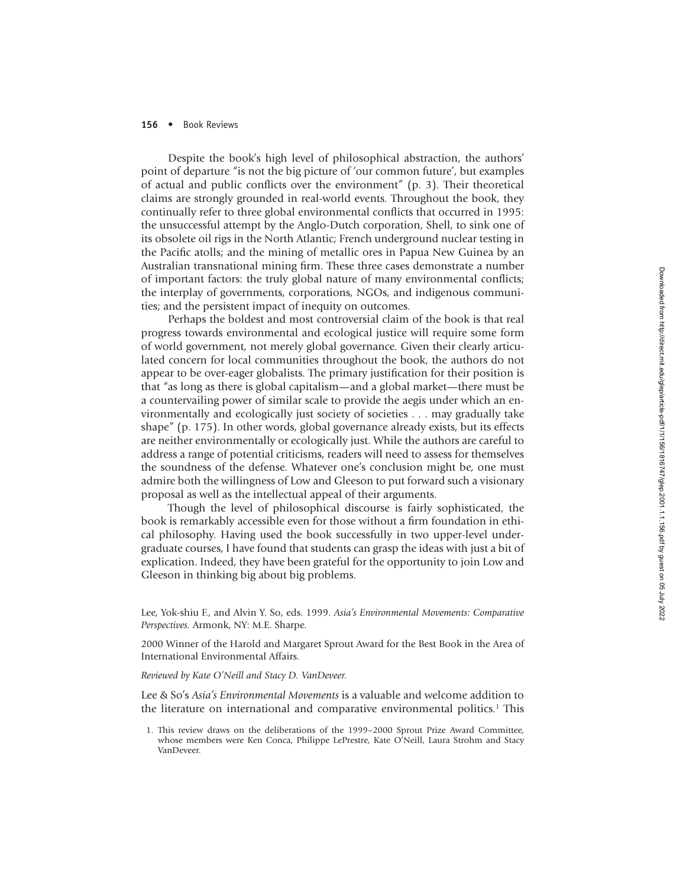Despite the book's high level of philosophical abstraction, the authors' point of departure "is not the big picture of 'our common future', but examples of actual and public conflicts over the environment" (p. 3). Their theoretical claims are strongly grounded in real-world events. Throughout the book, they continually refer to three global environmental conflicts that occurred in 1995: the unsuccessful attempt by the Anglo-Dutch corporation, Shell, to sink one of its obsolete oil rigs in the North Atlantic; French underground nuclear testing in the Pacific atolls; and the mining of metallic ores in Papua New Guinea by an Australian transnational mining firm. These three cases demonstrate a number of important factors: the truly global nature of many environmental conflicts; the interplay of governments, corporations, NGOs, and indigenous communities; and the persistent impact of inequity on outcomes.

Perhaps the boldest and most controversial claim of the book is that real progress towards environmental and ecological justice will require some form of world government, not merely global governance. Given their clearly articulated concern for local communities throughout the book, the authors do not appear to be over-eager globalists. The primary justification for their position is that "as long as there is global capitalism—and a global market—there must be a countervailing power of similar scale to provide the aegis under which an environmentally and ecologically just society of societies . . . may gradually take shape" (p. 175). In other words, global governance already exists, but its effects are neither environmentally or ecologically just. While the authors are careful to address a range of potential criticisms, readers will need to assess for themselves the soundness of the defense. Whatever one's conclusion might be, one must admire both the willingness of Low and Gleeson to put forward such a visionary proposal as well as the intellectual appeal of their arguments.

Though the level of philosophical discourse is fairly sophisticated, the book is remarkably accessible even for those without a firm foundation in ethical philosophy. Having used the book successfully in two upper-level undergraduate courses, I have found that students can grasp the ideas with just a bit of explication. Indeed, they have been grateful for the opportunity to join Low and Gleeson in thinking big about big problems.

Lee, Yok-shiu F., and Alvin Y. So, eds. 1999. *Asia's Environmental Movements: Comparative Perspectives.* Armonk, NY: M.E. Sharpe.

2000 Winner of the Harold and Margaret Sprout Award for the Best Book in the Area of International Environmental Affairs.

*Reviewed by Kate O'Neill and Stacy D. VanDeveer.*

Lee & So's *Asia's Environmental Movements* is a valuable and welcome addition to the literature on international and comparative environmental politics.[1] This

1. This review draws on the deliberations of the 1999–2000 Sprout Prize Award Committee, whose members were Ken Conca, Philippe LePrestre, Kate O'Neill, Laura Strohm and Stacy VanDeveer.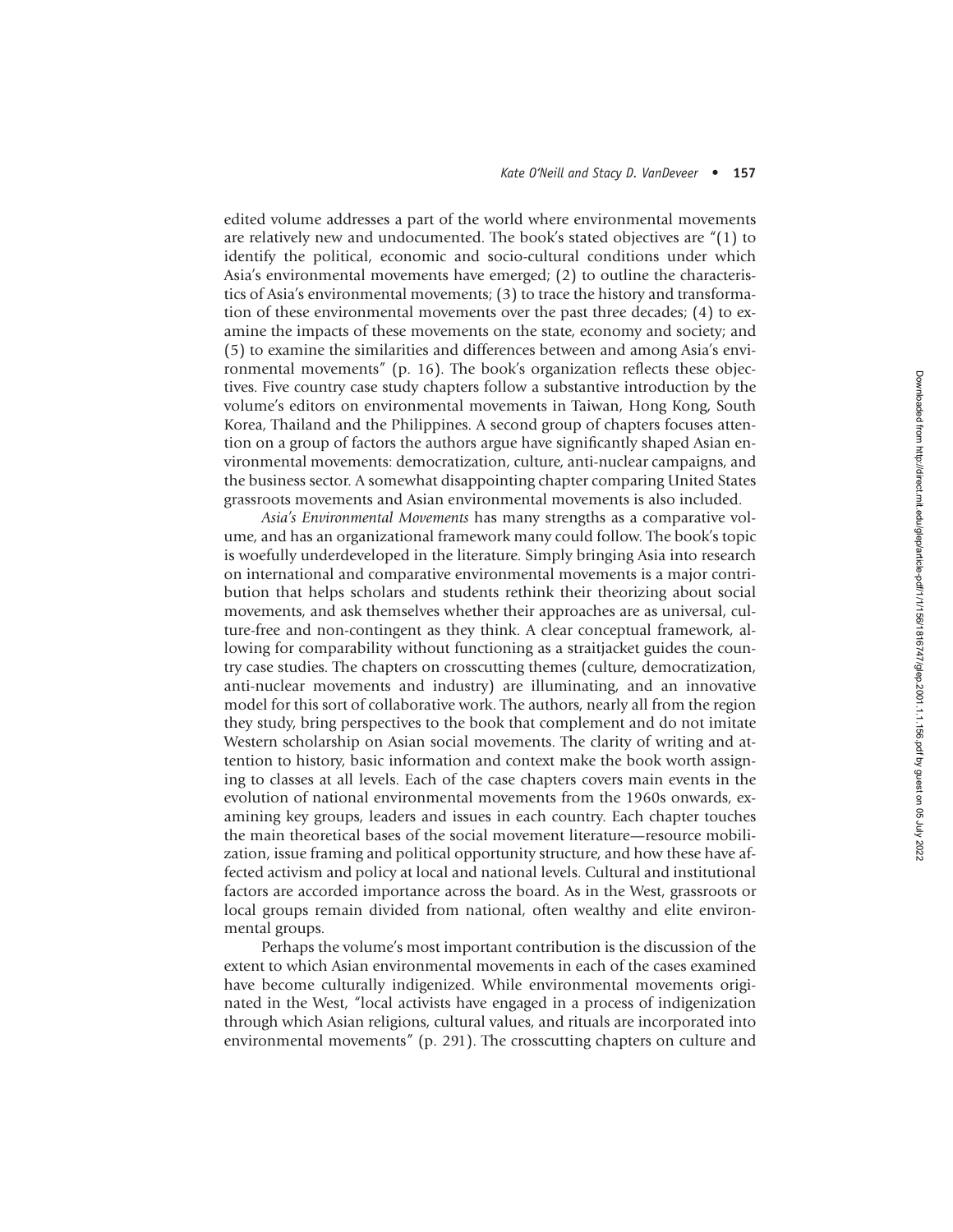edited volume addresses a part of the world where environmental movements are relatively new and undocumented. The book's stated objectives are "(1) to identify the political, economic and socio-cultural conditions under which Asia's environmental movements have emerged; (2) to outline the characteristics of Asia's environmental movements; (3) to trace the history and transformation of these environmental movements over the past three decades; (4) to examine the impacts of these movements on the state, economy and society; and (5) to examine the similarities and differences between and among Asia's environmental movements" (p. 16). The book's organization reflects these objectives. Five country case study chapters follow a substantive introduction by the volume's editors on environmental movements in Taiwan, Hong Kong, South Korea, Thailand and the Philippines. A second group of chapters focuses attention on a group of factors the authors argue have significantly shaped Asian environmental movements: democratization, culture, anti-nuclear campaigns, and the business sector. A somewhat disappointing chapter comparing United States grassroots movements and Asian environmental movements is also included.

*Asia's Environmental Movements* has many strengths as a comparative volume, and has an organizational framework many could follow. The book's topic is woefully underdeveloped in the literature. Simply bringing Asia into research on international and comparative environmental movements is a major contribution that helps scholars and students rethink their theorizing about social movements, and ask themselves whether their approaches are as universal, culture-free and non-contingent as they think. A clear conceptual framework, allowing for comparability without functioning as a straitjacket guides the country case studies. The chapters on crosscutting themes (culture, democratization, anti-nuclear movements and industry) are illuminating, and an innovative model for this sort of collaborative work. The authors, nearly all from the region they study, bring perspectives to the book that complement and do not imitate Western scholarship on Asian social movements. The clarity of writing and attention to history, basic information and context make the book worth assigning to classes at all levels. Each of the case chapters covers main events in the evolution of national environmental movements from the 1960s onwards, examining key groups, leaders and issues in each country. Each chapter touches the main theoretical bases of the social movement literature—resource mobilization, issue framing and political opportunity structure, and how these have affected activism and policy at local and national levels. Cultural and institutional factors are accorded importance across the board. As in the West, grassroots or local groups remain divided from national, often wealthy and elite environmental groups.

Perhaps the volume's most important contribution is the discussion of the extent to which Asian environmental movements in each of the cases examined have become culturally indigenized. While environmental movements originated in the West, "local activists have engaged in a process of indigenization through which Asian religions, cultural values, and rituals are incorporated into environmental movements" (p. 291). The crosscutting chapters on culture and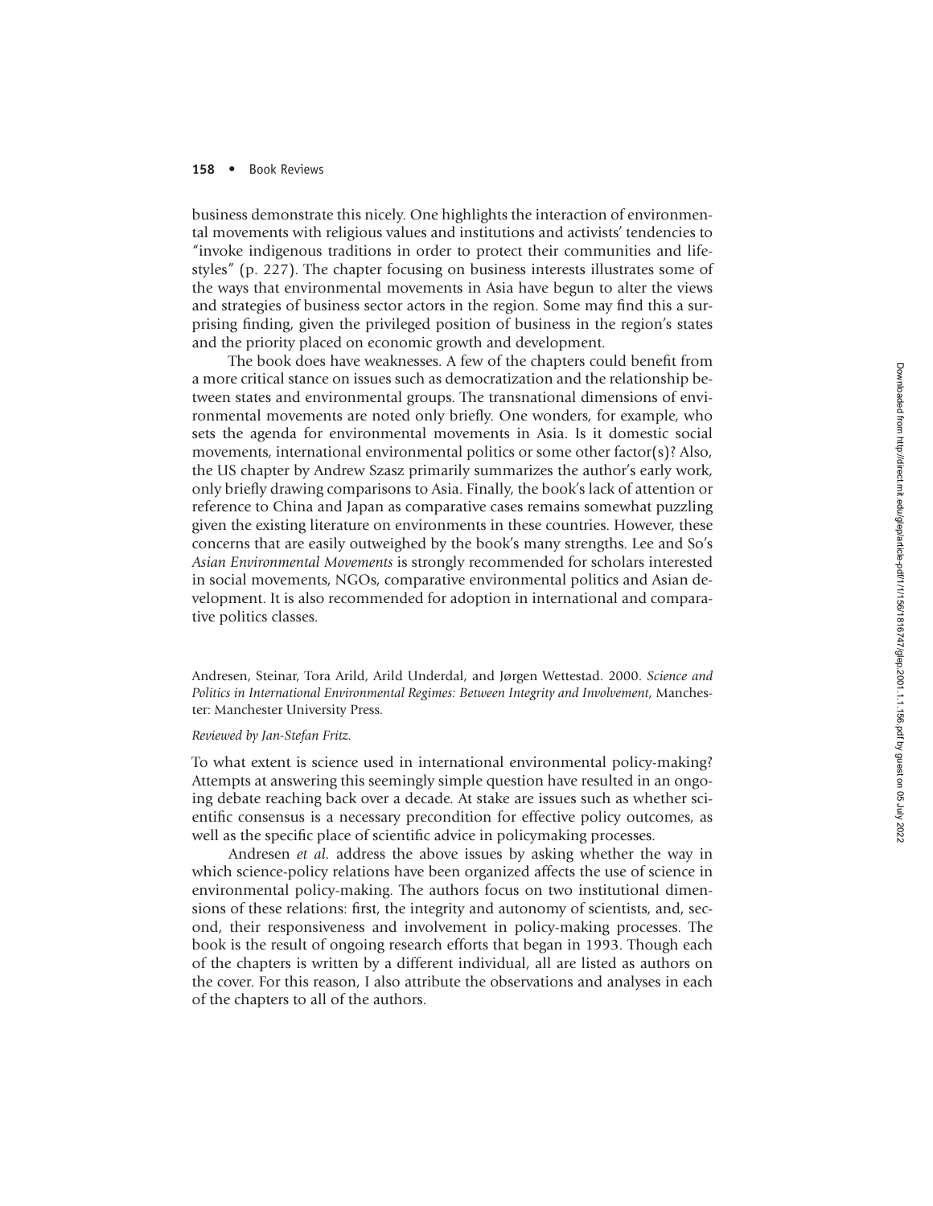business demonstrate this nicely. One highlights the interaction of environmental movements with religious values and institutions and activists' tendencies to "invoke indigenous traditions in order to protect their communities and lifestyles" (p. 227). The chapter focusing on business interests illustrates some of the ways that environmental movements in Asia have begun to alter the views and strategies of business sector actors in the region. Some may find this a surprising finding, given the privileged position of business in the region's states and the priority placed on economic growth and development.

The book does have weaknesses. A few of the chapters could benefit from a more critical stance on issues such as democratization and the relationship between states and environmental groups. The transnational dimensions of environmental movements are noted only briefly. One wonders, for example, who sets the agenda for environmental movements in Asia. Is it domestic social movements, international environmental politics or some other factor(s)? Also, the US chapter by Andrew Szasz primarily summarizes the author's early work, only briefly drawing comparisons to Asia. Finally, the book's lack of attention or reference to China and Japan as comparative cases remains somewhat puzzling given the existing literature on environments in these countries. However, these concerns that are easily outweighed by the book's many strengths. Lee and So's *Asian Environmental Movements* is strongly recommended for scholars interested in social movements, NGOs, comparative environmental politics and Asian development. It is also recommended for adoption in international and comparative politics classes.

Andresen, Steinar, Tora Arild, Arild Underdal, and Jørgen Wettestad. 2000. *Science and Politics in International Environmental Regimes: Between Integrity and Involvement*, Manchester: Manchester University Press.

*Reviewed by Jan-Stefan Fritz.*

To what extent is science used in international environmental policy-making? Attempts at answering this seemingly simple question have resulted in an ongoing debate reaching back over a decade. At stake are issues such as whether scientific consensus is a necessary precondition for effective policy outcomes, as well as the specific place of scientific advice in policymaking processes.

Andresen *et al.* address the above issues by asking whether the way in which science-policy relations have been organized affects the use of science in environmental policy-making. The authors focus on two institutional dimensions of these relations: first, the integrity and autonomy of scientists, and, second, their responsiveness and involvement in policy-making processes. The book is the result of ongoing research efforts that began in 1993. Though each of the chapters is written by a different individual, all are listed as authors on the cover. For this reason, I also attribute the observations and analyses in each of the chapters to all of the authors.